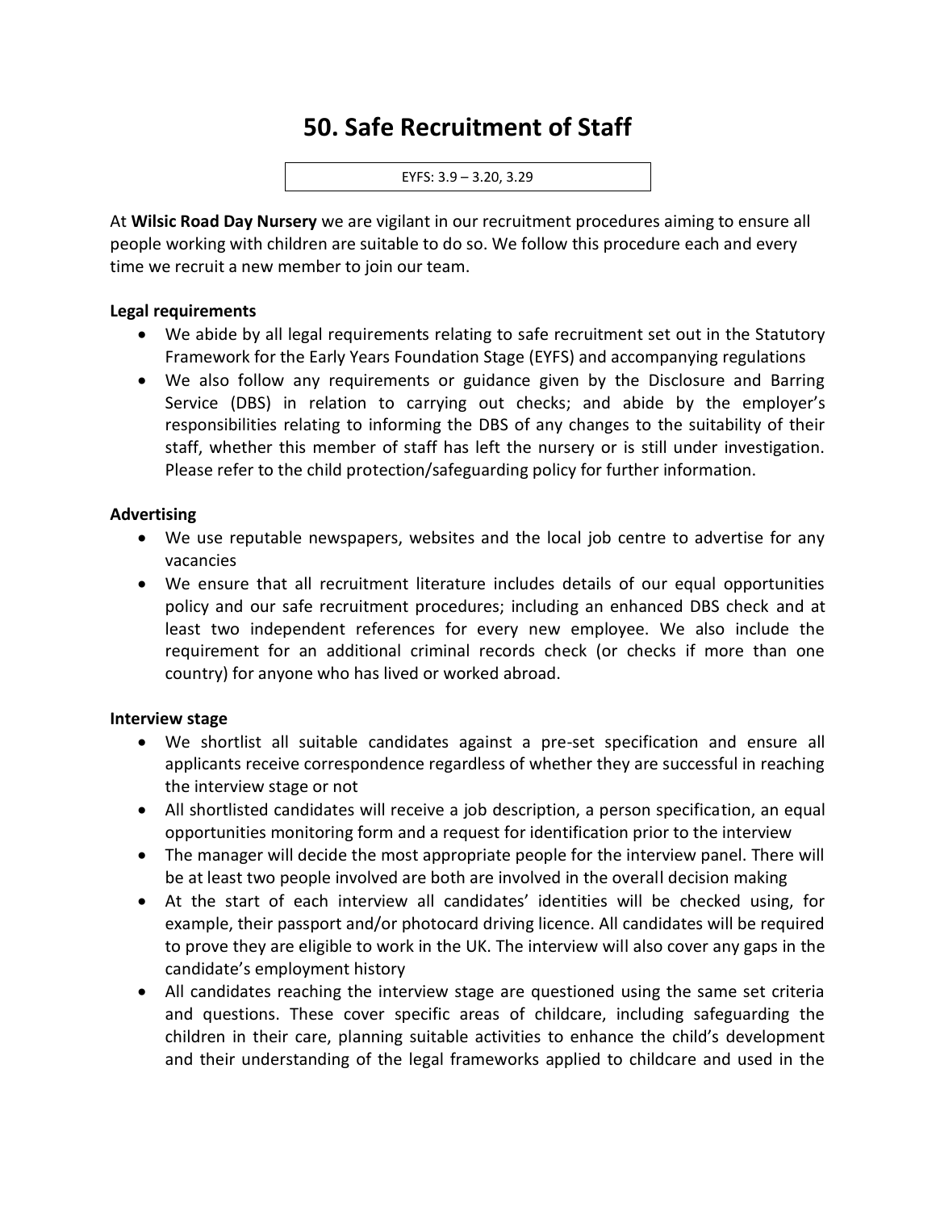# 50. Safe Recruitment of Staff

EYFS: 3.9 – 3.20, 3.29

At **Wilsic Road Day Nursery** we are vigilant in our recruitment procedures aiming to ensure all people working with children are suitable to do so. We follow this procedure each and every time we recruit a new member to join our team.

**Legal requirements**

- We abide by all legal requirements relating to safe recruitment set out in the Statutory Framework for the Early Years Foundation Stage (EYFS) and accompanying regulations
- We also follow any requirements or guidance given by the Disclosure and Barring Service (DBS) in relation to carrying out checks; and abide by the employer's responsibilities relating to informing the DBS of any changes to the suitability of their staff, whether this member of staff has left the nursery or is still under investigation. Please refer to the child protection/safeguarding policy for further information.

**Advertising**

- We use reputable newspapers, websites and the local job centre to advertise for any vacancies
- We ensure that all recruitment literature includes details of our equal opportunities policy and our safe recruitment procedures; including an enhanced DBS check and at least two independent references for every new employee. We also include the requirement for an additional criminal records check (or checks if more than one country) for anyone who has lived or worked abroad.

**Interview stage**

- We shortlist all suitable candidates against a pre-set specification and ensure all applicants receive correspondence regardless of whether they are successful in reaching the interview stage or not
- All shortlisted candidates will receive a job description, a person specification, an equal opportunities monitoring form and a request for identification prior to the interview
- The manager will decide the most appropriate people for the interview panel. There will be at least two people involved are both are involved in the overall decision making
- At the start of each interview all candidates' identities will be checked using, for example, their passport and/or photocard driving licence. All candidates will be required to prove they are eligible to work in the UK. The interview will also cover any gaps in the candidate's employment history
- All candidates reaching the interview stage are questioned using the same set criteria and questions. These cover specific areas of childcare, including safeguarding the children in their care, planning suitable activities to enhance the child's development and their understanding of the legal frameworks applied to childcare and used in the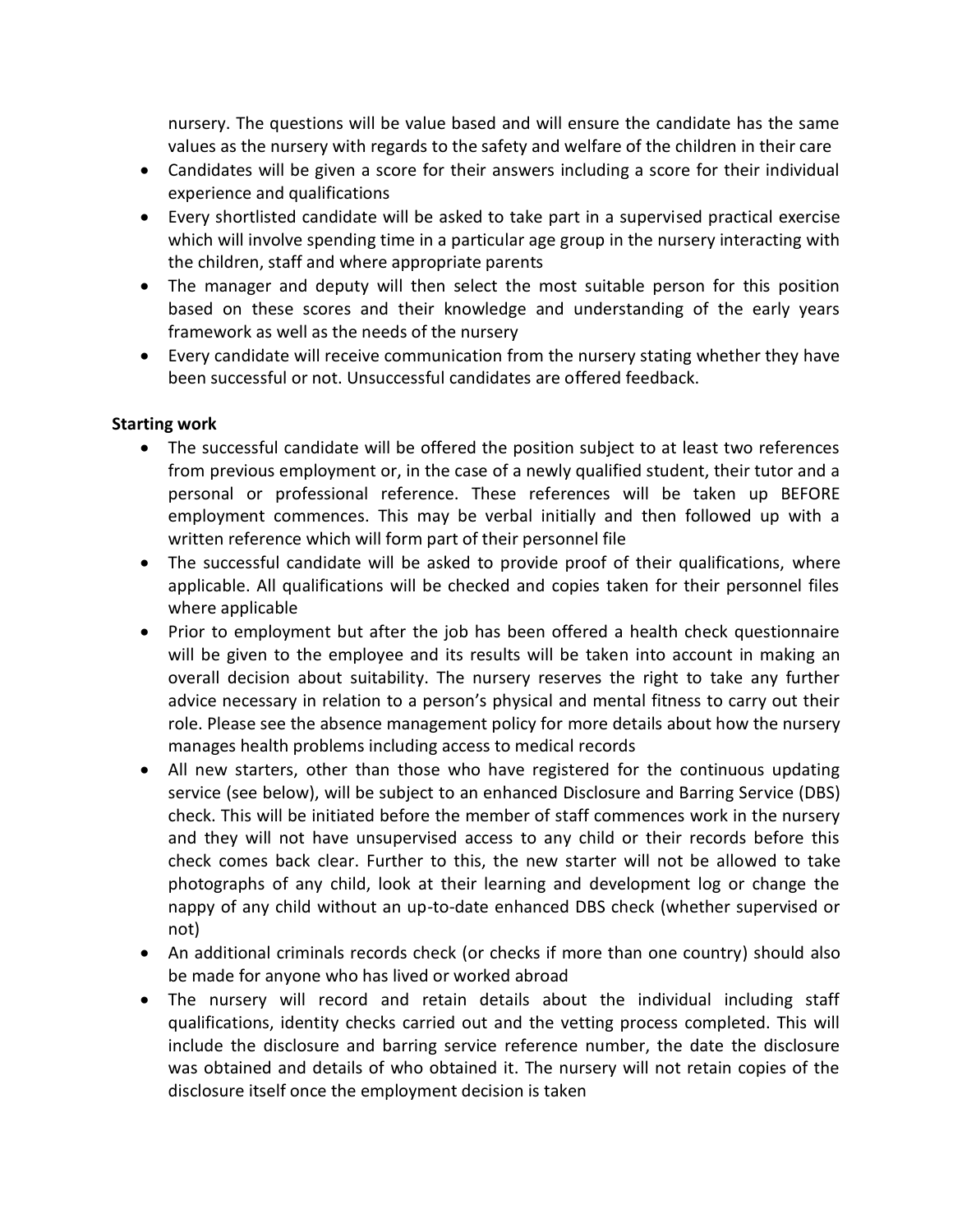nursery. The questions will be value based and will ensure the candidate has the same values as the nursery with regards to the safety and welfare of the children in their care

- Candidates will be given a score for their answers including a score for their individual experience and qualifications
- Every shortlisted candidate will be asked to take part in a supervised practical exercise which will involve spending time in a particular age group in the nursery interacting with the children, staff and where appropriate parents
- The manager and deputy will then select the most suitable person for this position based on these scores and their knowledge and understanding of the early years framework as well as the needs of the nursery
- Every candidate will receive communication from the nursery stating whether they have been successful or not. Unsuccessful candidates are offered feedback.

**Starting work**

- The successful candidate will be offered the position subject to at least two references from previous employment or, in the case of a newly qualified student, their tutor and a personal or professional reference. These references will be taken up BEFORE employment commences. This may be verbal initially and then followed up with a written reference which will form part of their personnel file
- The successful candidate will be asked to provide proof of their qualifications, where applicable. All qualifications will be checked and copies taken for their personnel files where applicable
- Prior to employment but after the job has been offered a health check questionnaire will be given to the employee and its results will be taken into account in making an overall decision about suitability. The nursery reserves the right to take any further advice necessary in relation to a person's physical and mental fitness to carry out their role. Please see the absence management policy for more details about how the nursery manages health problems including access to medical records
- All new starters, other than those who have registered for the continuous updating service (see below), will be subject to an enhanced Disclosure and Barring Service (DBS) check. This will be initiated before the member of staff commences work in the nursery and they will not have unsupervised access to any child or their records before this check comes back clear. Further to this, the new starter will not be allowed to take photographs of any child, look at their learning and development log or change the nappy of any child without an up-to-date enhanced DBS check (whether supervised or not)
- An additional criminals records check (or checks if more than one country) should also be made for anyone who has lived or worked abroad
- The nursery will record and retain details about the individual including staff qualifications, identity checks carried out and the vetting process completed. This will include the disclosure and barring service reference number, the date the disclosure was obtained and details of who obtained it. The nursery will not retain copies of the disclosure itself once the employment decision is taken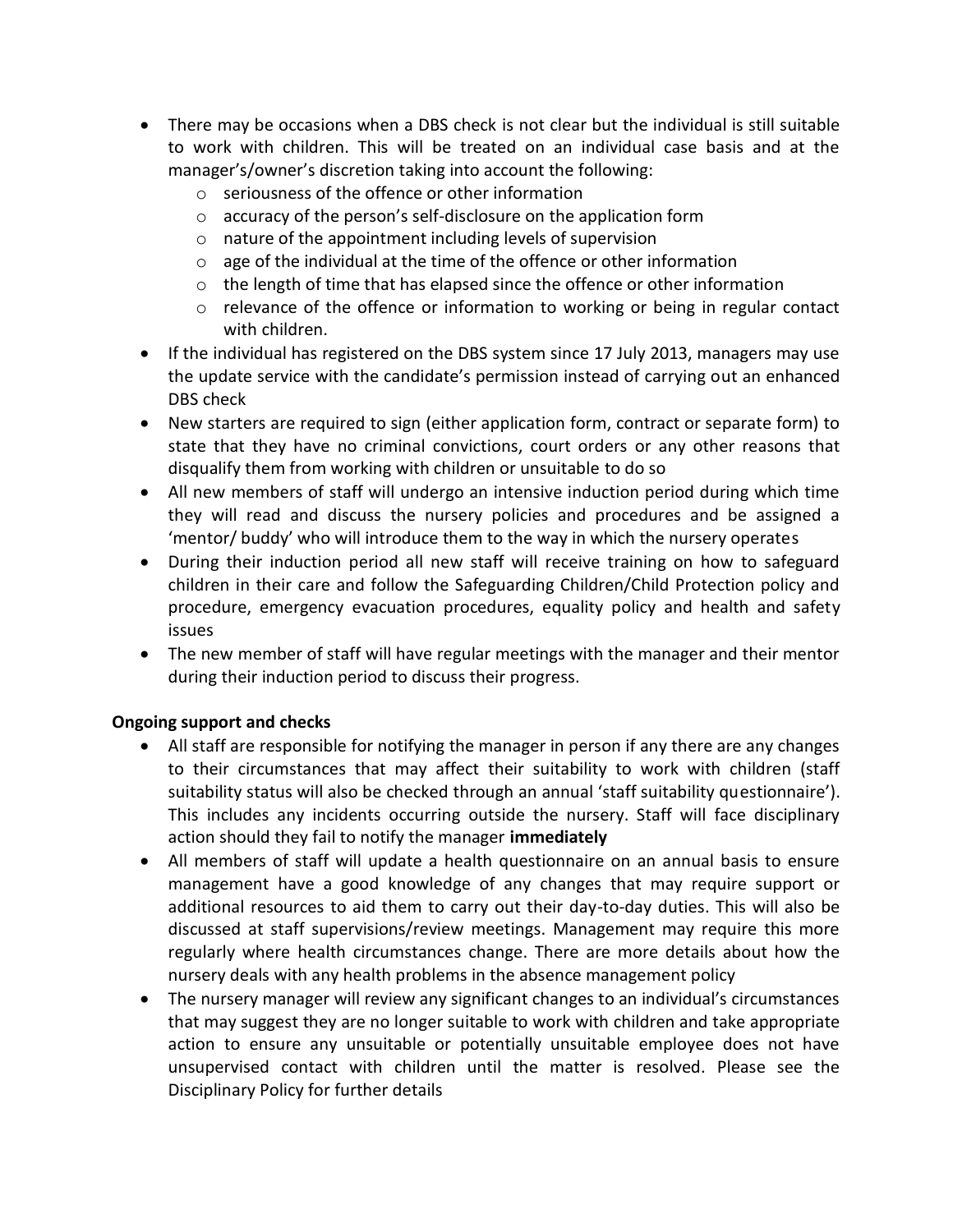- There may be occasions when a DBS check is not clear but the individual is still suitable to work with children. This will be treated on an individual case basis and at the manager's/owner's discretion taking into account the following:
    - seriousness of the offence or other information
    - accuracy of the person's self-disclosure on the application form
    - nature of the appointment including levels of supervision
    - age of the individual at the time of the offence or other information
    - the length of time that has elapsed since the offence or other information
    - relevance of the offence or information to working or being in regular contact with children.
- If the individual has registered on the DBS system since 17 July 2013, managers may use the update service with the candidate's permission instead of carrying out an enhanced DBS check
- New starters are required to sign (either application form, contract or separate form) to state that they have no criminal convictions, court orders or any other reasons that disqualify them from working with children or unsuitable to do so
- All new members of staff will undergo an intensive induction period during which time they will read and discuss the nursery policies and procedures and be assigned a 'mentor/ buddy' who will introduce them to the way in which the nursery operates
- During their induction period all new staff will receive training on how to safeguard children in their care and follow the Safeguarding Children/Child Protection policy and procedure, emergency evacuation procedures, equality policy and health and safety issues
- The new member of staff will have regular meetings with the manager and their mentor during their induction period to discuss their progress.

**Ongoing support and checks**

- All staff are responsible for notifying the manager in person if any there are any changes to their circumstances that may affect their suitability to work with children (staff suitability status will also be checked through an annual 'staff suitability questionnaire'). This includes any incidents occurring outside the nursery. Staff will face disciplinary action should they fail to notify the manager **immediately**
- All members of staff will update a health questionnaire on an annual basis to ensure management have a good knowledge of any changes that may require support or additional resources to aid them to carry out their day-to-day duties. This will also be discussed at staff supervisions/review meetings. Management may require this more regularly where health circumstances change. There are more details about how the nursery deals with any health problems in the absence management policy
- The nursery manager will review any significant changes to an individual's circumstances that may suggest they are no longer suitable to work with children and take appropriate action to ensure any unsuitable or potentially unsuitable employee does not have unsupervised contact with children until the matter is resolved. Please see the Disciplinary Policy for further details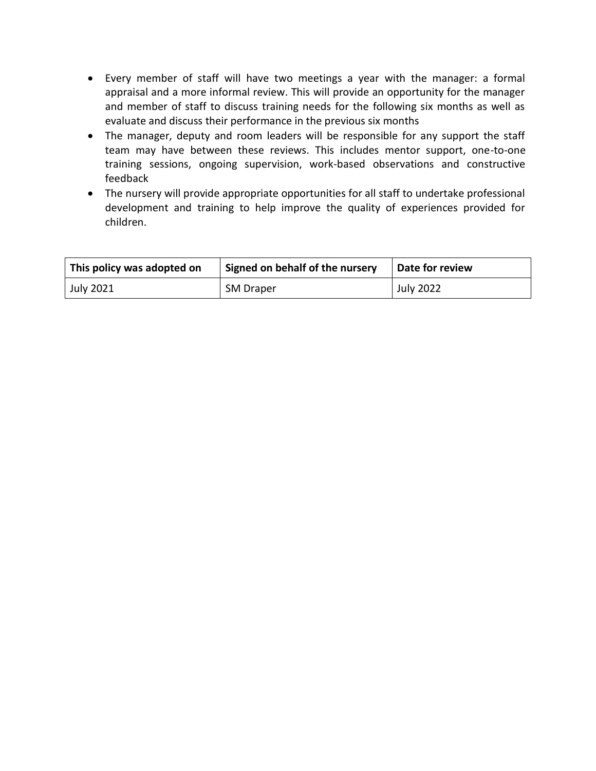- Every member of staff will have two meetings a year with the manager: a formal appraisal and a more informal review. This will provide an opportunity for the manager and member of staff to discuss training needs for the following six months as well as evaluate and discuss their performance in the previous six months
- The manager, deputy and room leaders will be responsible for any support the staff team may have between these reviews. This includes mentor support, one-to-one training sessions, ongoing supervision, work-based observations and constructive feedback
- The nursery will provide appropriate opportunities for all staff to undertake professional development and training to help improve the quality of experiences provided for children.

| **This policy was adopted on** | **Signed on behalf of the nursery** | **Date for review** |
|---|---|---|
| July 2021 | SM Draper | July 2022 |